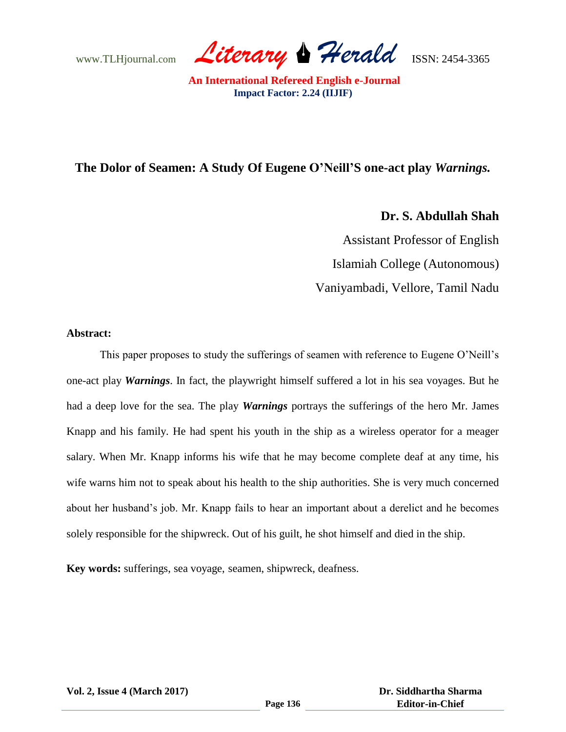# The Dolor of Seamen: A Study Of Eugene O'Neill'S one-act play *Warnings.*

**Dr. S. Abdullah Shah**

Assistant Professor of English

Islamiah College (Autonomous)

Vaniyambadi, Vellore, Tamil Nadu

**Abstract:**

This paper proposes to study the sufferings of seamen with reference to Eugene O'Neill's one-act play ***Warnings***. In fact, the playwright himself suffered a lot in his sea voyages. But he had a deep love for the sea. The play ***Warnings*** portrays the sufferings of the hero Mr. James Knapp and his family. He had spent his youth in the ship as a wireless operator for a meager salary. When Mr. Knapp informs his wife that he may become complete deaf at any time, his wife warns him not to speak about his health to the ship authorities. She is very much concerned about her husband's job. Mr. Knapp fails to hear an important about a derelict and he becomes solely responsible for the shipwreck. Out of his guilt, he shot himself and died in the ship.

**Key words:** sufferings, sea voyage, seamen, shipwreck, deafness.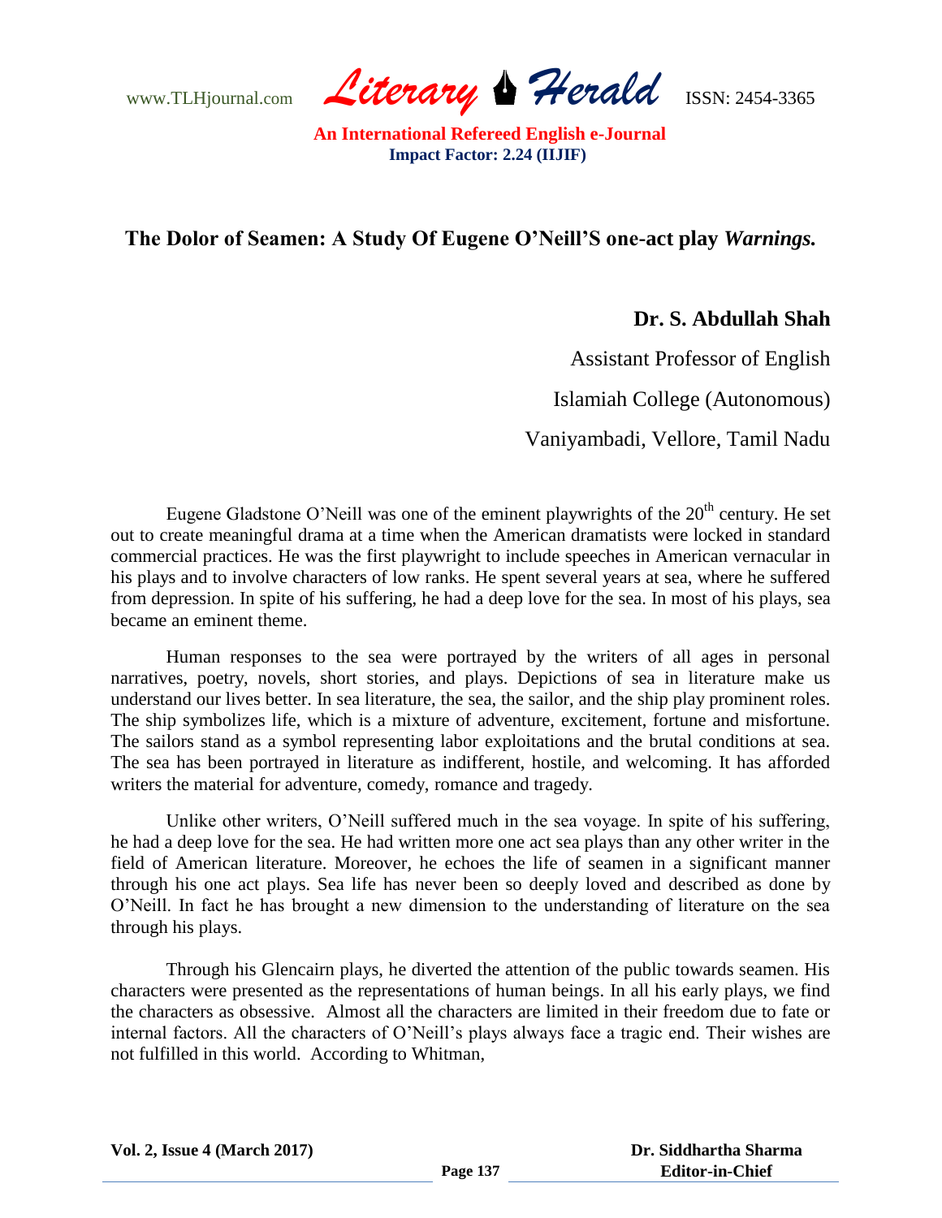# The Dolor of Seamen: A Study Of Eugene O'Neill'S one-act play *Warnings.*

**Dr. S. Abdullah Shah**

Assistant Professor of English

Islamiah College (Autonomous)

Vaniyambadi, Vellore, Tamil Nadu

Eugene Gladstone O'Neill was one of the eminent playwrights of the 20th century. He set out to create meaningful drama at a time when the American dramatists were locked in standard commercial practices. He was the first playwright to include speeches in American vernacular in his plays and to involve characters of low ranks. He spent several years at sea, where he suffered from depression. In spite of his suffering, he had a deep love for the sea. In most of his plays, sea became an eminent theme.

Human responses to the sea were portrayed by the writers of all ages in personal narratives, poetry, novels, short stories, and plays. Depictions of sea in literature make us understand our lives better. In sea literature, the sea, the sailor, and the ship play prominent roles. The ship symbolizes life, which is a mixture of adventure, excitement, fortune and misfortune. The sailors stand as a symbol representing labor exploitations and the brutal conditions at sea. The sea has been portrayed in literature as indifferent, hostile, and welcoming. It has afforded writers the material for adventure, comedy, romance and tragedy.

Unlike other writers, O'Neill suffered much in the sea voyage. In spite of his suffering, he had a deep love for the sea. He had written more one act sea plays than any other writer in the field of American literature. Moreover, he echoes the life of seamen in a significant manner through his one act plays. Sea life has never been so deeply loved and described as done by O'Neill. In fact he has brought a new dimension to the understanding of literature on the sea through his plays.

Through his Glencairn plays, he diverted the attention of the public towards seamen. His characters were presented as the representations of human beings. In all his early plays, we find the characters as obsessive. Almost all the characters are limited in their freedom due to fate or internal factors. All the characters of O'Neill's plays always face a tragic end. Their wishes are not fulfilled in this world. According to Whitman,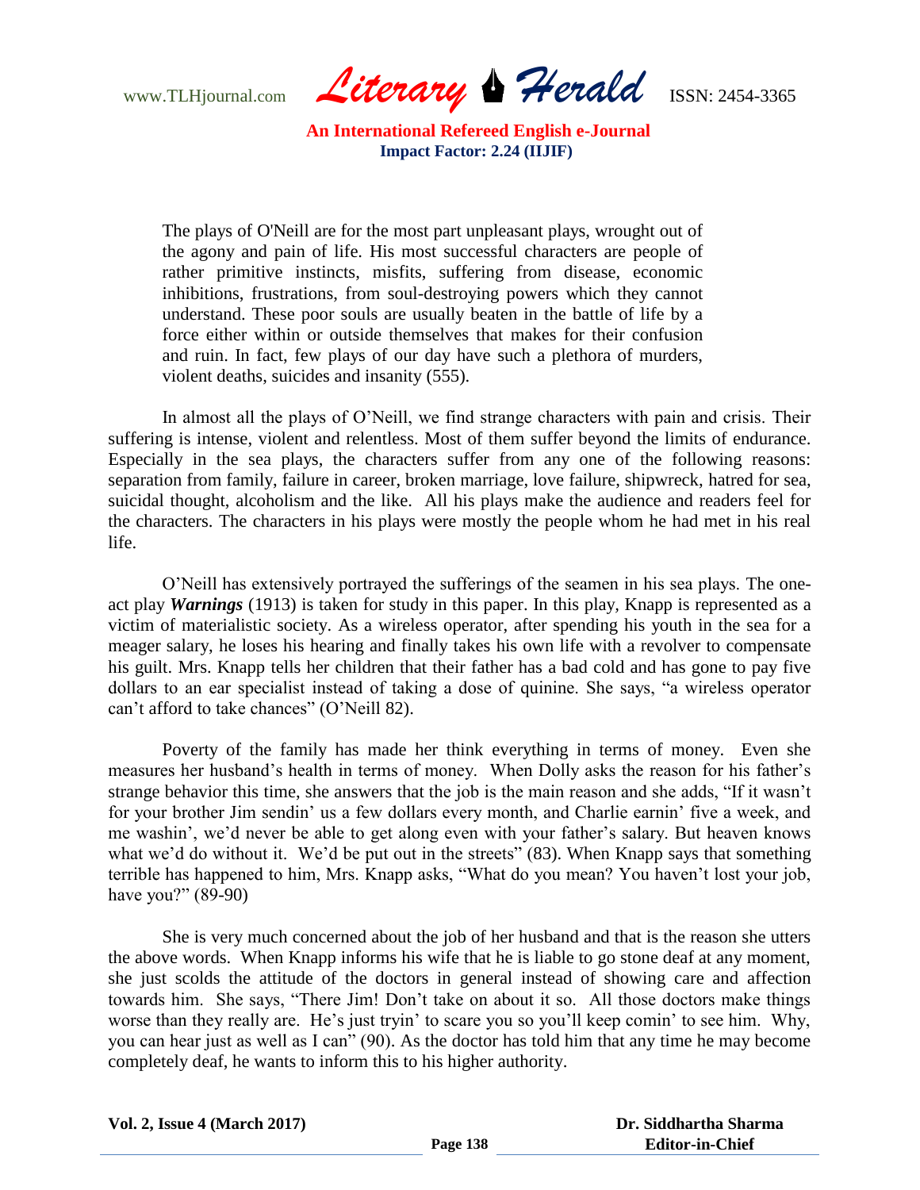> The plays of O'Neill are for the most part unpleasant plays, wrought out of the agony and pain of life. His most successful characters are people of rather primitive instincts, misfits, suffering from disease, economic inhibitions, frustrations, from soul-destroying powers which they cannot understand. These poor souls are usually beaten in the battle of life by a force either within or outside themselves that makes for their confusion and ruin. In fact, few plays of our day have such a plethora of murders, violent deaths, suicides and insanity (555).

In almost all the plays of O'Neill, we find strange characters with pain and crisis. Their suffering is intense, violent and relentless. Most of them suffer beyond the limits of endurance. Especially in the sea plays, the characters suffer from any one of the following reasons: separation from family, failure in career, broken marriage, love failure, shipwreck, hatred for sea, suicidal thought, alcoholism and the like. All his plays make the audience and readers feel for the characters. The characters in his plays were mostly the people whom he had met in his real life.

O'Neill has extensively portrayed the sufferings of the seamen in his sea plays. The one-act play ***Warnings*** (1913) is taken for study in this paper. In this play, Knapp is represented as a victim of materialistic society. As a wireless operator, after spending his youth in the sea for a meager salary, he loses his hearing and finally takes his own life with a revolver to compensate his guilt. Mrs. Knapp tells her children that their father has a bad cold and has gone to pay five dollars to an ear specialist instead of taking a dose of quinine. She says, "a wireless operator can't afford to take chances" (O'Neill 82).

Poverty of the family has made her think everything in terms of money. Even she measures her husband's health in terms of money. When Dolly asks the reason for his father's strange behavior this time, she answers that the job is the main reason and she adds, "If it wasn't for your brother Jim sendin' us a few dollars every month, and Charlie earnin' five a week, and me washin', we'd never be able to get along even with your father's salary. But heaven knows what we'd do without it. We'd be put out in the streets" (83). When Knapp says that something terrible has happened to him, Mrs. Knapp asks, "What do you mean? You haven't lost your job, have you?" (89-90)

She is very much concerned about the job of her husband and that is the reason she utters the above words. When Knapp informs his wife that he is liable to go stone deaf at any moment, she just scolds the attitude of the doctors in general instead of showing care and affection towards him. She says, "There Jim! Don't take on about it so. All those doctors make things worse than they really are. He's just tryin' to scare you so you'll keep comin' to see him. Why, you can hear just as well as I can" (90). As the doctor has told him that any time he may become completely deaf, he wants to inform this to his higher authority.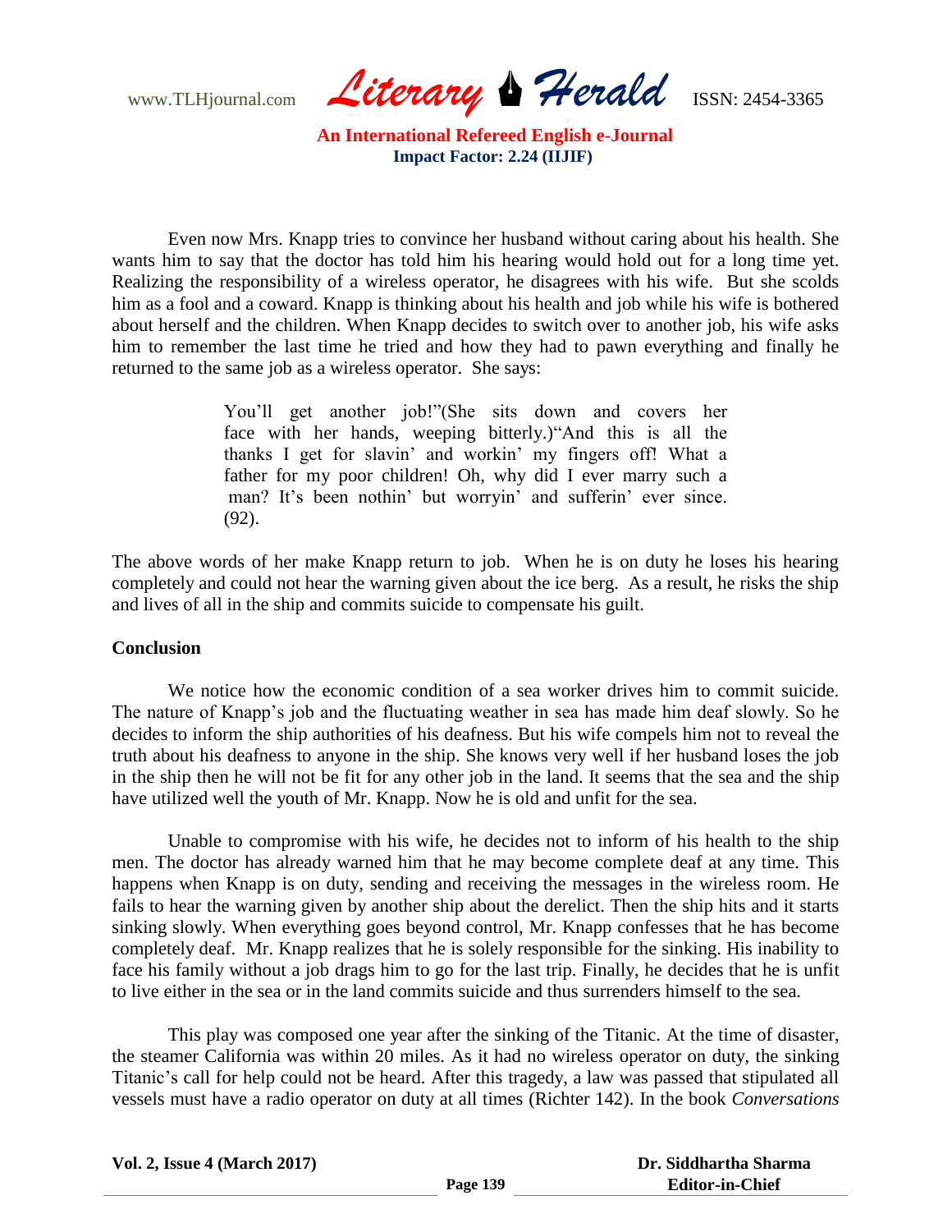Even now Mrs. Knapp tries to convince her husband without caring about his health. She wants him to say that the doctor has told him his hearing would hold out for a long time yet. Realizing the responsibility of a wireless operator, he disagrees with his wife. But she scolds him as a fool and a coward. Knapp is thinking about his health and job while his wife is bothered about herself and the children. When Knapp decides to switch over to another job, his wife asks him to remember the last time he tried and how they had to pawn everything and finally he returned to the same job as a wireless operator. She says:

> You'll get another job!"(She sits down and covers her face with her hands, weeping bitterly.)"And this is all the thanks I get for slavin' and workin' my fingers off! What a father for my poor children! Oh, why did I ever marry such a man? It's been nothin' but worryin' and sufferin' ever since. (92).

The above words of her make Knapp return to job. When he is on duty he loses his hearing completely and could not hear the warning given about the ice berg. As a result, he risks the ship and lives of all in the ship and commits suicide to compensate his guilt.

**Conclusion**

We notice how the economic condition of a sea worker drives him to commit suicide. The nature of Knapp's job and the fluctuating weather in sea has made him deaf slowly. So he decides to inform the ship authorities of his deafness. But his wife compels him not to reveal the truth about his deafness to anyone in the ship. She knows very well if her husband loses the job in the ship then he will not be fit for any other job in the land. It seems that the sea and the ship have utilized well the youth of Mr. Knapp. Now he is old and unfit for the sea.

Unable to compromise with his wife, he decides not to inform of his health to the ship men. The doctor has already warned him that he may become complete deaf at any time. This happens when Knapp is on duty, sending and receiving the messages in the wireless room. He fails to hear the warning given by another ship about the derelict. Then the ship hits and it starts sinking slowly. When everything goes beyond control, Mr. Knapp confesses that he has become completely deaf. Mr. Knapp realizes that he is solely responsible for the sinking. His inability to face his family without a job drags him to go for the last trip. Finally, he decides that he is unfit to live either in the sea or in the land commits suicide and thus surrenders himself to the sea.

This play was composed one year after the sinking of the Titanic. At the time of disaster, the steamer California was within 20 miles. As it had no wireless operator on duty, the sinking Titanic's call for help could not be heard. After this tragedy, a law was passed that stipulated all vessels must have a radio operator on duty at all times (Richter 142). In the book *Conversations*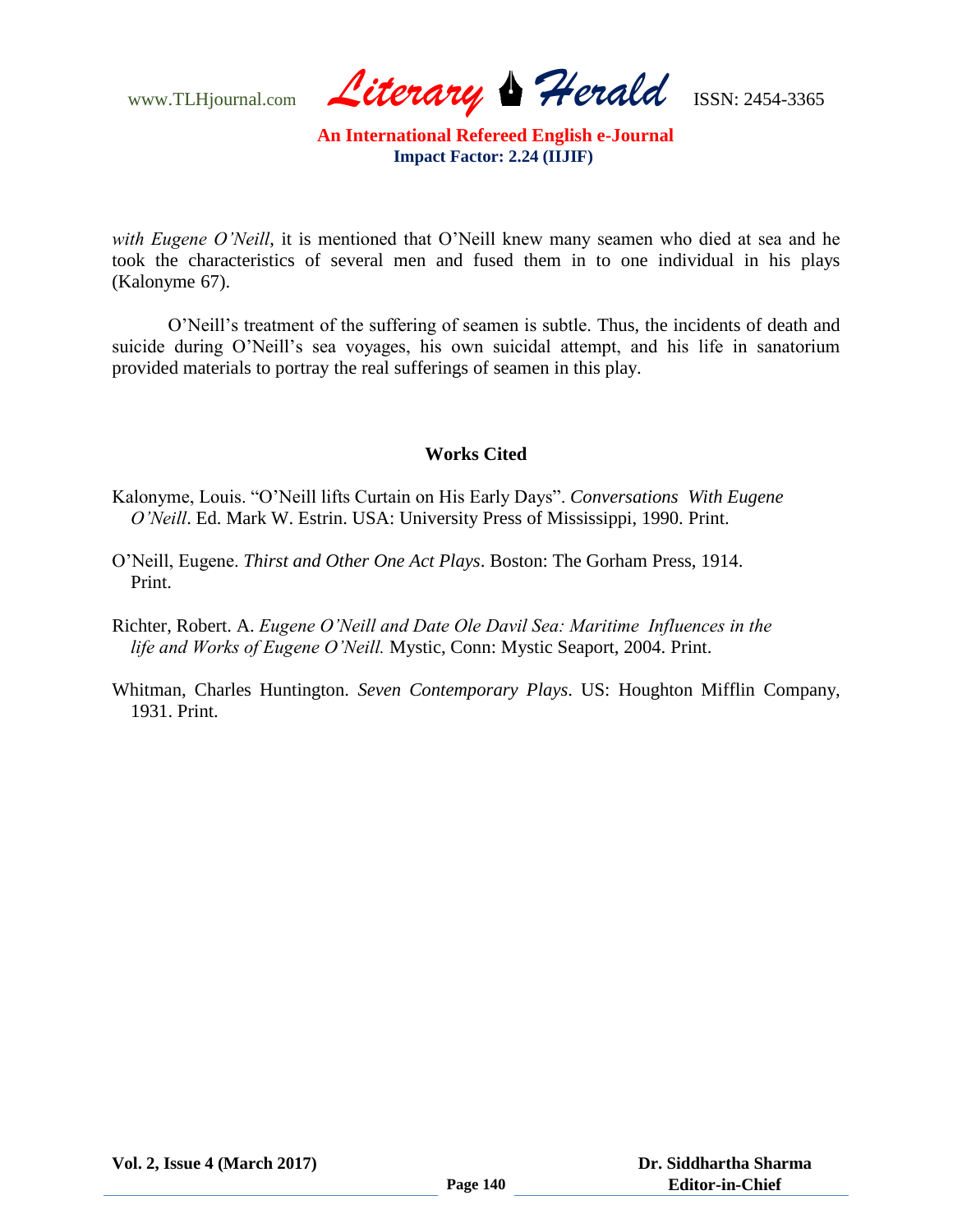*with Eugene O'Neill*, it is mentioned that O'Neill knew many seamen who died at sea and he took the characteristics of several men and fused them in to one individual in his plays (Kalonyme 67).

O'Neill's treatment of the suffering of seamen is subtle. Thus, the incidents of death and suicide during O'Neill's sea voyages, his own suicidal attempt, and his life in sanatorium provided materials to portray the real sufferings of seamen in this play.

## Works Cited

Kalonyme, Louis. "O'Neill lifts Curtain on His Early Days". *Conversations With Eugene O'Neill*. Ed. Mark W. Estrin. USA: University Press of Mississippi, 1990. Print.

O'Neill, Eugene. *Thirst and Other One Act Plays*. Boston: The Gorham Press, 1914. Print.

Richter, Robert. A. *Eugene O'Neill and Date Ole Davil Sea: Maritime Influences in the life and Works of Eugene O'Neill.* Mystic, Conn: Mystic Seaport, 2004. Print.

Whitman, Charles Huntington. *Seven Contemporary Plays*. US: Houghton Mifflin Company, 1931. Print.